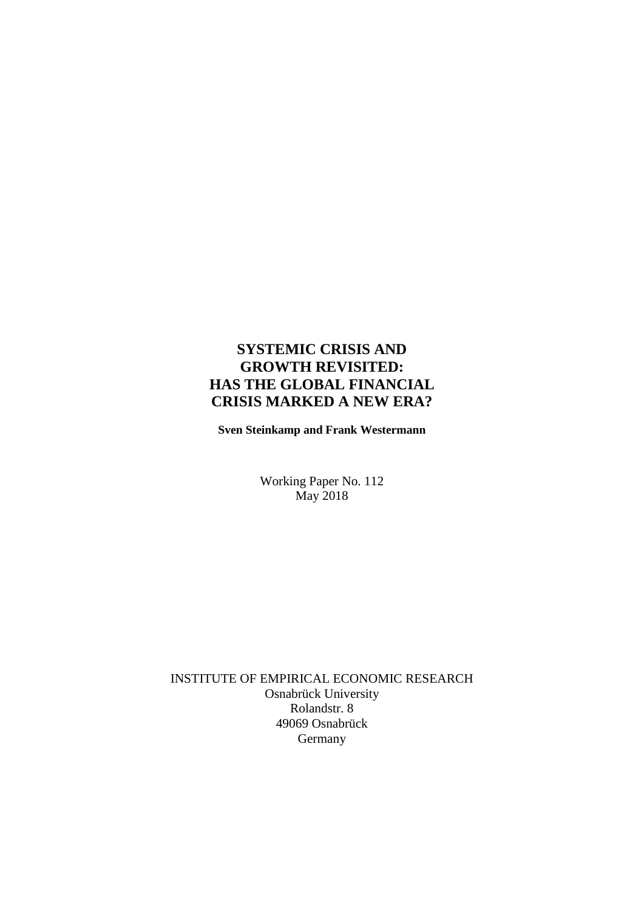# SYSTEMIC CRISIS AND GROWTH REVISITED: HAS THE GLOBAL FINANCIAL CRISIS MARKED A NEW ERA?

**Sven Steinkamp and Frank Westermann**

Working Paper No. 112
May 2018

INSTITUTE OF EMPIRICAL ECONOMIC RESEARCH
Osnabrück University
Rolandstr. 8
49069 Osnabrück
Germany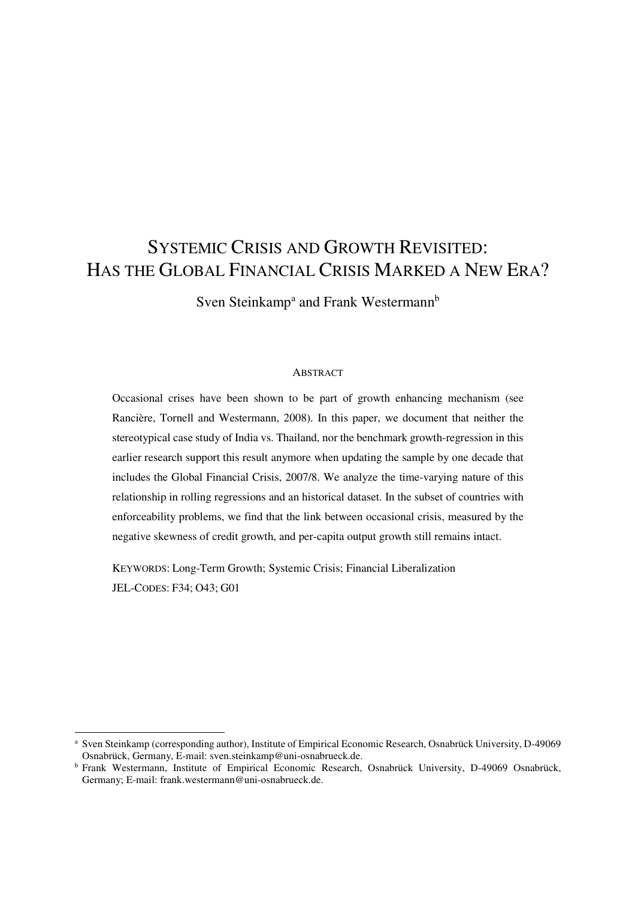# Systemic Crisis and Growth Revisited: Has the Global Financial Crisis Marked a New Era?

Sven Steinkamp[a] and Frank Westermann[b]

## Abstract

Occasional crises have been shown to be part of growth enhancing mechanism (see Rancière, Tornell and Westermann, 2008). In this paper, we document that neither the stereotypical case study of India vs. Thailand, nor the benchmark growth-regression in this earlier research support this result anymore when updating the sample by one decade that includes the Global Financial Crisis, 2007/8. We analyze the time-varying nature of this relationship in rolling regressions and an historical dataset. In the subset of countries with enforceability problems, we find that the link between occasional crisis, measured by the negative skewness of credit growth, and per-capita output growth still remains intact.

KEYWORDS: Long-Term Growth; Systemic Crisis; Financial Liberalization

JEL-CODES: F34; O43; G01

---

[a] Sven Steinkamp (corresponding author), Institute of Empirical Economic Research, Osnabrück University, D-49069 Osnabrück, Germany, E-mail: sven.steinkamp@uni-osnabrueck.de.

[b] Frank Westermann, Institute of Empirical Economic Research, Osnabrück University, D-49069 Osnabrück, Germany; E-mail: frank.westermann@uni-osnabrueck.de.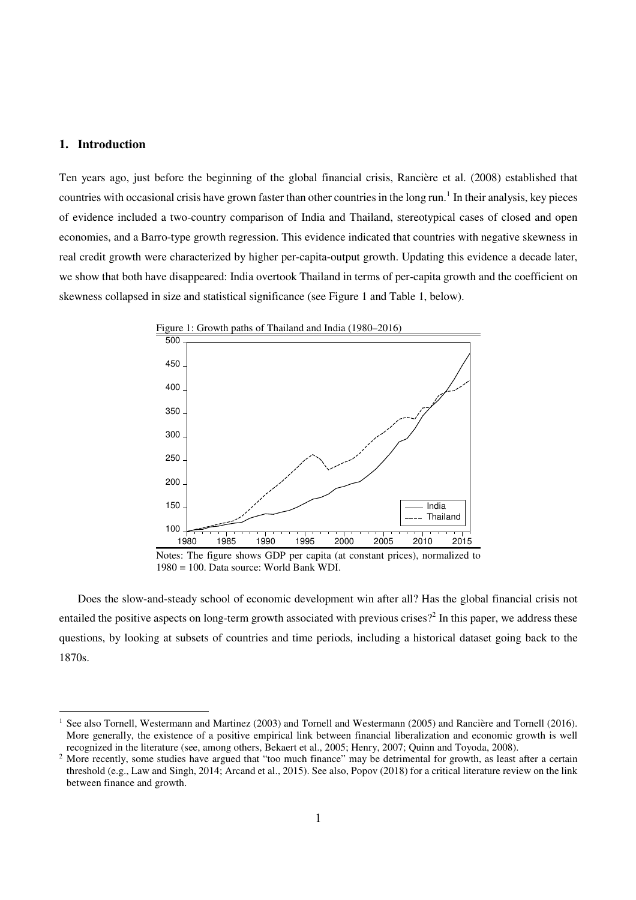## 1. Introduction

Ten years ago, just before the beginning of the global financial crisis, Rancière et al. (2008) established that countries with occasional crisis have grown faster than other countries in the long run.[1] In their analysis, key pieces of evidence included a two-country comparison of India and Thailand, stereotypical cases of closed and open economies, and a Barro-type growth regression. This evidence indicated that countries with negative skewness in real credit growth were characterized by higher per-capita-output growth. Updating this evidence a decade later, we show that both have disappeared: India overtook Thailand in terms of per-capita growth and the coefficient on skewness collapsed in size and statistical significance (see Figure 1 and Table 1, below).

Figure 1: Growth paths of Thailand and India (1980–2016)

Notes: The figure shows GDP per capita (at constant prices), normalized to 1980 = 100. Data source: World Bank WDI.

Does the slow-and-steady school of economic development win after all? Has the global financial crisis not entailed the positive aspects on long-term growth associated with previous crises?[2] In this paper, we address these questions, by looking at subsets of countries and time periods, including a historical dataset going back to the 1870s.

[1] See also Tornell, Westermann and Martinez (2003) and Tornell and Westermann (2005) and Rancière and Tornell (2016). More generally, the existence of a positive empirical link between financial liberalization and economic growth is well recognized in the literature (see, among others, Bekaert et al., 2005; Henry, 2007; Quinn and Toyoda, 2008).

[2] More recently, some studies have argued that "too much finance" may be detrimental for growth, as least after a certain threshold (e.g., Law and Singh, 2014; Arcand et al., 2015). See also, Popov (2018) for a critical literature review on the link between finance and growth.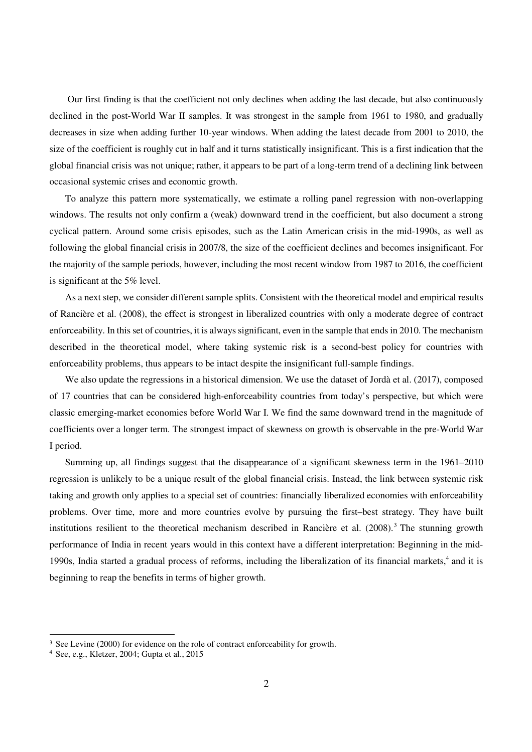Our first finding is that the coefficient not only declines when adding the last decade, but also continuously declined in the post-World War II samples. It was strongest in the sample from 1961 to 1980, and gradually decreases in size when adding further 10-year windows. When adding the latest decade from 2001 to 2010, the size of the coefficient is roughly cut in half and it turns statistically insignificant. This is a first indication that the global financial crisis was not unique; rather, it appears to be part of a long-term trend of a declining link between occasional systemic crises and economic growth.

To analyze this pattern more systematically, we estimate a rolling panel regression with non-overlapping windows. The results not only confirm a (weak) downward trend in the coefficient, but also document a strong cyclical pattern. Around some crisis episodes, such as the Latin American crisis in the mid-1990s, as well as following the global financial crisis in 2007/8, the size of the coefficient declines and becomes insignificant. For the majority of the sample periods, however, including the most recent window from 1987 to 2016, the coefficient is significant at the 5% level.

As a next step, we consider different sample splits. Consistent with the theoretical model and empirical results of Rancière et al. (2008), the effect is strongest in liberalized countries with only a moderate degree of contract enforceability. In this set of countries, it is always significant, even in the sample that ends in 2010. The mechanism described in the theoretical model, where taking systemic risk is a second-best policy for countries with enforceability problems, thus appears to be intact despite the insignificant full-sample findings.

We also update the regressions in a historical dimension. We use the dataset of Jordà et al. (2017), composed of 17 countries that can be considered high-enforceability countries from today's perspective, but which were classic emerging-market economies before World War I. We find the same downward trend in the magnitude of coefficients over a longer term. The strongest impact of skewness on growth is observable in the pre-World War I period.

Summing up, all findings suggest that the disappearance of a significant skewness term in the 1961–2010 regression is unlikely to be a unique result of the global financial crisis. Instead, the link between systemic risk taking and growth only applies to a special set of countries: financially liberalized economies with enforceability problems. Over time, more and more countries evolve by pursuing the first–best strategy. They have built institutions resilient to the theoretical mechanism described in Rancière et al. (2008).[3] The stunning growth performance of India in recent years would in this context have a different interpretation: Beginning in the mid-1990s, India started a gradual process of reforms, including the liberalization of its financial markets,[4] and it is beginning to reap the benefits in terms of higher growth.

[3] See Levine (2000) for evidence on the role of contract enforceability for growth.

[4] See, e.g., Kletzer, 2004; Gupta et al., 2015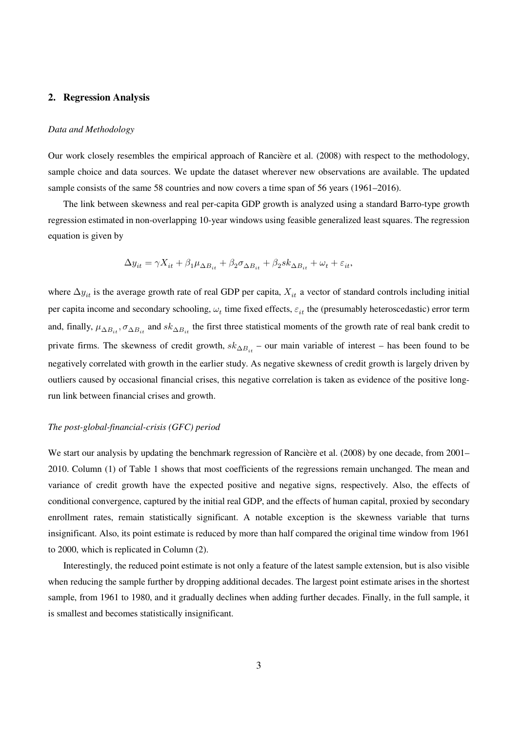## 2. Regression Analysis

*Data and Methodology*

Our work closely resembles the empirical approach of Rancière et al. (2008) with respect to the methodology, sample choice and data sources. We update the dataset wherever new observations are available. The updated sample consists of the same 58 countries and now covers a time span of 56 years (1961–2016).

The link between skewness and real per-capita GDP growth is analyzed using a standard Barro-type growth regression estimated in non-overlapping 10-year windows using feasible generalized least squares. The regression equation is given by

$$\Delta y_{it} = \gamma X_{it} + \beta_1 \mu_{\Delta B_{it}} + \beta_2 \sigma_{\Delta B_{it}} + \beta_2 sk_{\Delta B_{it}} + \omega_t + \varepsilon_{it},$$

where $\Delta y_{it}$ is the average growth rate of real GDP per capita, $X_{it}$ a vector of standard controls including initial per capita income and secondary schooling, $\omega_t$ time fixed effects, $\varepsilon_{it}$ the (presumably heteroscedastic) error term and, finally, $\mu_{\Delta B_{it}}, \sigma_{\Delta B_{it}}$ and $sk_{\Delta B_{it}}$ the first three statistical moments of the growth rate of real bank credit to private firms. The skewness of credit growth, $sk_{\Delta B_{it}}$ – our main variable of interest – has been found to be negatively correlated with growth in the earlier study. As negative skewness of credit growth is largely driven by outliers caused by occasional financial crises, this negative correlation is taken as evidence of the positive long-run link between financial crises and growth.

*The post-global-financial-crisis (GFC) period*

We start our analysis by updating the benchmark regression of Rancière et al. (2008) by one decade, from 2001–2010. Column (1) of Table 1 shows that most coefficients of the regressions remain unchanged. The mean and variance of credit growth have the expected positive and negative signs, respectively. Also, the effects of conditional convergence, captured by the initial real GDP, and the effects of human capital, proxied by secondary enrollment rates, remain statistically significant. A notable exception is the skewness variable that turns insignificant. Also, its point estimate is reduced by more than half compared the original time window from 1961 to 2000, which is replicated in Column (2).

Interestingly, the reduced point estimate is not only a feature of the latest sample extension, but is also visible when reducing the sample further by dropping additional decades. The largest point estimate arises in the shortest sample, from 1961 to 1980, and it gradually declines when adding further decades. Finally, in the full sample, it is smallest and becomes statistically insignificant.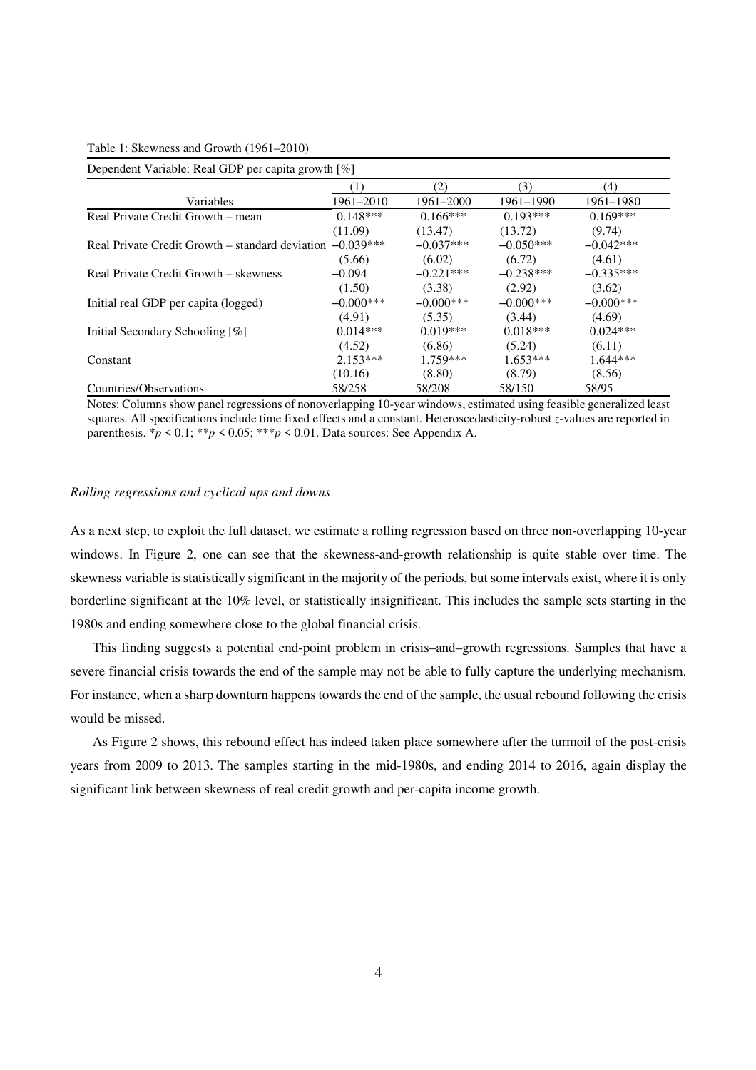Table 1: Skewness and Growth (1961–2010)

| Dependent Variable: Real GDP per capita growth [%] | | | | |
|---|---|---|---|---|
| | (1) | (2) | (3) | (4) |
| Variables | 1961–2010 | 1961–2000 | 1961–1990 | 1961–1980 |
| Real Private Credit Growth – mean | 0.148*** | 0.166*** | 0.193*** | 0.169*** |
| | (11.09) | (13.47) | (13.72) | (9.74) |
| Real Private Credit Growth – standard deviation | –0.039*** | –0.037*** | –0.050*** | –0.042*** |
| | (5.66) | (6.02) | (6.72) | (4.61) |
| Real Private Credit Growth – skewness | –0.094 | –0.221*** | –0.238*** | –0.335*** |
| | (1.50) | (3.38) | (2.92) | (3.62) |
| Initial real GDP per capita (logged) | –0.000*** | –0.000*** | –0.000*** | –0.000*** |
| | (4.91) | (5.35) | (3.44) | (4.69) |
| Initial Secondary Schooling [%] | 0.014*** | 0.019*** | 0.018*** | 0.024*** |
| | (4.52) | (6.86) | (5.24) | (6.11) |
| Constant | 2.153*** | 1.759*** | 1.653*** | 1.644*** |
| | (10.16) | (8.80) | (8.79) | (8.56) |
| Countries/Observations | 58/258 | 58/208 | 58/150 | 58/95 |

Notes: Columns show panel regressions of nonoverlapping 10-year windows, estimated using feasible generalized least squares. All specifications include time fixed effects and a constant. Heteroscedasticity-robust *z*-values are reported in parenthesis. $*p < 0.1$; $**p < 0.05$; $***p < 0.01$. Data sources: See Appendix A.

*Rolling regressions and cyclical ups and downs*

As a next step, to exploit the full dataset, we estimate a rolling regression based on three non-overlapping 10-year windows. In Figure 2, one can see that the skewness-and-growth relationship is quite stable over time. The skewness variable is statistically significant in the majority of the periods, but some intervals exist, where it is only borderline significant at the 10% level, or statistically insignificant. This includes the sample sets starting in the 1980s and ending somewhere close to the global financial crisis.

This finding suggests a potential end-point problem in crisis–and–growth regressions. Samples that have a severe financial crisis towards the end of the sample may not be able to fully capture the underlying mechanism. For instance, when a sharp downturn happens towards the end of the sample, the usual rebound following the crisis would be missed.

As Figure 2 shows, this rebound effect has indeed taken place somewhere after the turmoil of the post-crisis years from 2009 to 2013. The samples starting in the mid-1980s, and ending 2014 to 2016, again display the significant link between skewness of real credit growth and per-capita income growth.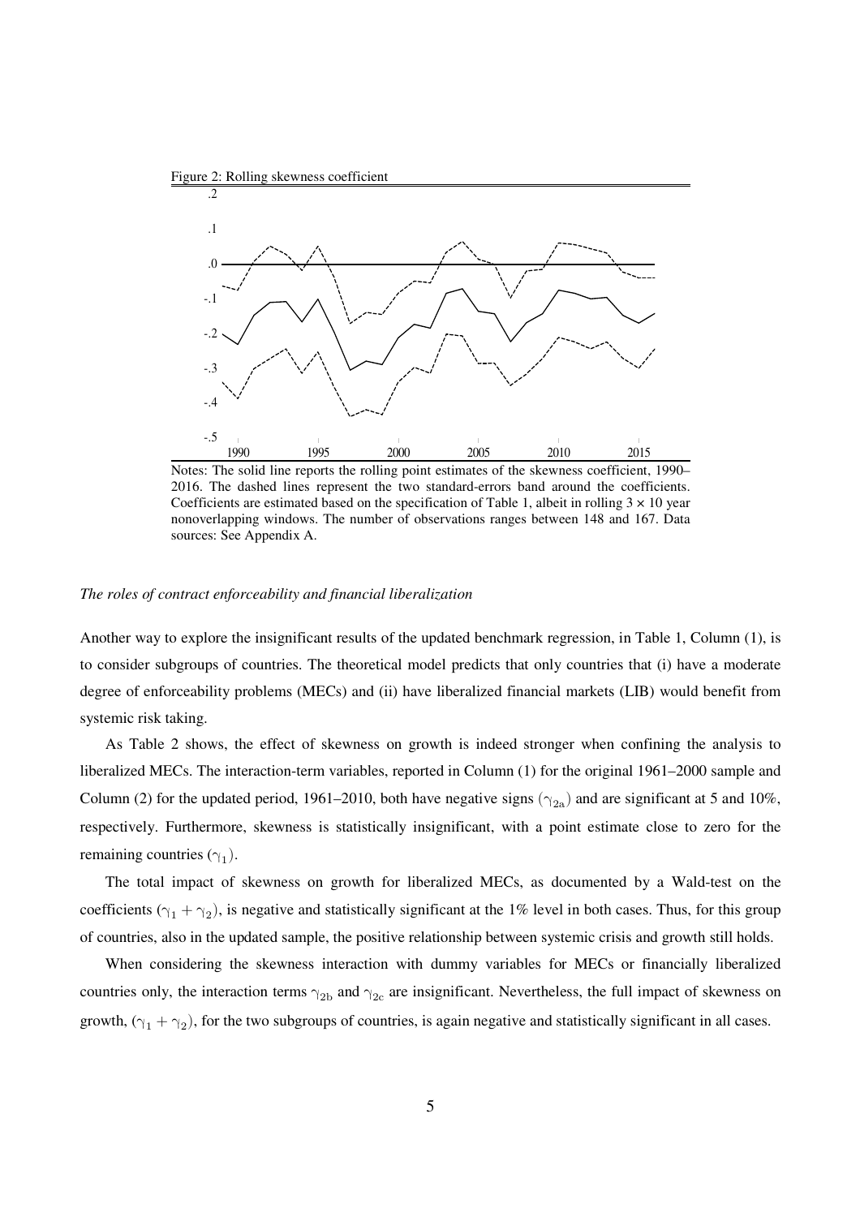Figure 2: Rolling skewness coefficient

Notes: The solid line reports the rolling point estimates of the skewness coefficient, 1990–2016. The dashed lines represent the two standard-errors band around the coefficients. Coefficients are estimated based on the specification of Table 1, albeit in rolling 3 × 10 year nonoverlapping windows. The number of observations ranges between 148 and 167. Data sources: See Appendix A.

*The roles of contract enforceability and financial liberalization*

Another way to explore the insignificant results of the updated benchmark regression, in Table 1, Column (1), is to consider subgroups of countries. The theoretical model predicts that only countries that (i) have a moderate degree of enforceability problems (MECs) and (ii) have liberalized financial markets (LIB) would benefit from systemic risk taking.

As Table 2 shows, the effect of skewness on growth is indeed stronger when confining the analysis to liberalized MECs. The interaction-term variables, reported in Column (1) for the original 1961–2000 sample and Column (2) for the updated period, 1961–2010, both have negative signs ($\gamma_{2a}$) and are significant at 5 and 10%, respectively. Furthermore, skewness is statistically insignificant, with a point estimate close to zero for the remaining countries ($\gamma_1$).

The total impact of skewness on growth for liberalized MECs, as documented by a Wald-test on the coefficients ($\gamma_1 + \gamma_2$), is negative and statistically significant at the 1% level in both cases. Thus, for this group of countries, also in the updated sample, the positive relationship between systemic crisis and growth still holds.

When considering the skewness interaction with dummy variables for MECs or financially liberalized countries only, the interaction terms $\gamma_{2b}$ and $\gamma_{2c}$ are insignificant. Nevertheless, the full impact of skewness on growth, ($\gamma_1 + \gamma_2$), for the two subgroups of countries, is again negative and statistically significant in all cases.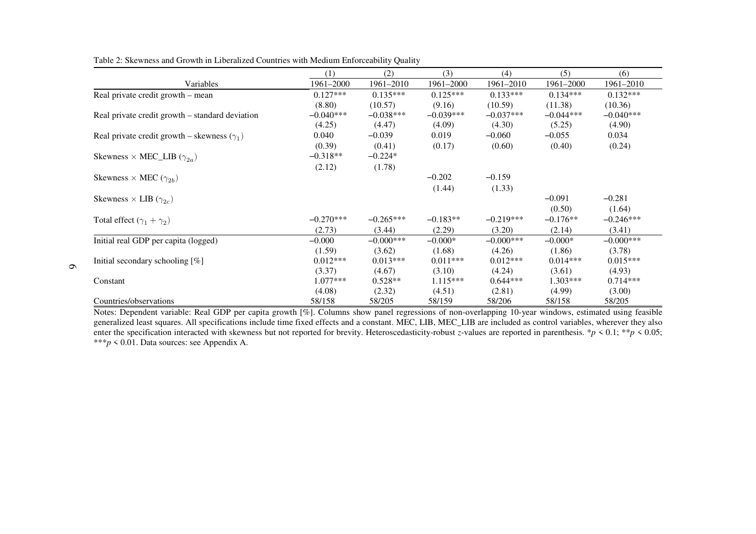Table 2: Skewness and Growth in Liberalized Countries with Medium Enforceability Quality

| | (1) | (2) | (3) | (4) | (5) | (6) |
|---|---|---|---|---|---|---|
| Variables | 1961–2000 | 1961–2010 | 1961–2000 | 1961–2010 | 1961–2000 | 1961–2010 |
| Real private credit growth – mean | 0.127*** | 0.135*** | 0.125*** | 0.133*** | 0.134*** | 0.132*** |
| | (8.80) | (10.57) | (9.16) | (10.59) | (11.38) | (10.36) |
| Real private credit growth – standard deviation | −0.040*** | −0.038*** | −0.039*** | −0.037*** | −0.044*** | −0.040*** |
| | (4.25) | (4.47) | (4.09) | (4.30) | (5.25) | (4.90) |
| Real private credit growth – skewness ($\gamma_1$) | 0.040 | −0.039 | 0.019 | −0.060 | −0.055 | 0.034 |
| | (0.39) | (0.41) | (0.17) | (0.60) | (0.40) | (0.24) |
| Skewness × MEC_LIB ($\gamma_{2a}$) | −0.318** | −0.224* | | | | |
| | (2.12) | (1.78) | | | | |
| Skewness × MEC ($\gamma_{2b}$) | | | −0.202 | −0.159 | | |
| | | | (1.44) | (1.33) | | |
| Skewness × LIB ($\gamma_{2c}$) | | | | | −0.091 | −0.281 |
| | | | | | (0.50) | (1.64) |
| Total effect ($\gamma_1 + \gamma_2$) | −0.270*** | −0.265*** | −0.183** | −0.219*** | −0.176** | −0.246*** |
| | (2.73) | (3.44) | (2.29) | (3.20) | (2.14) | (3.41) |
| Initial real GDP per capita (logged) | −0.000 | −0.000*** | −0.000* | −0.000*** | −0.000* | −0.000*** |
| | (1.59) | (3.62) | (1.68) | (4.26) | (1.86) | (3.78) |
| Initial secondary schooling [%] | 0.012*** | 0.013*** | 0.011*** | 0.012*** | 0.014*** | 0.015*** |
| | (3.37) | (4.67) | (3.10) | (4.24) | (3.61) | (4.93) |
| Constant | 1.077*** | 0.528** | 1.115*** | 0.644*** | 1.303*** | 0.714*** |
| | (4.08) | (2.32) | (4.51) | (2.81) | (4.99) | (3.00) |
| Countries/observations | 58/158 | 58/205 | 58/159 | 58/206 | 58/158 | 58/205 |

Notes: Dependent variable: Real GDP per capita growth [%]. Columns show panel regressions of non-overlapping 10-year windows, estimated using feasible generalized least squares. All specifications include time fixed effects and a constant. MEC, LIB, MEC_LIB are included as control variables, wherever they also enter the specification interacted with skewness but not reported for brevity. Heteroscedasticity-robust $z$-values are reported in parenthesis. *$p < 0.1$; **$p < 0.05$; ***$p < 0.01$. Data sources: see Appendix A.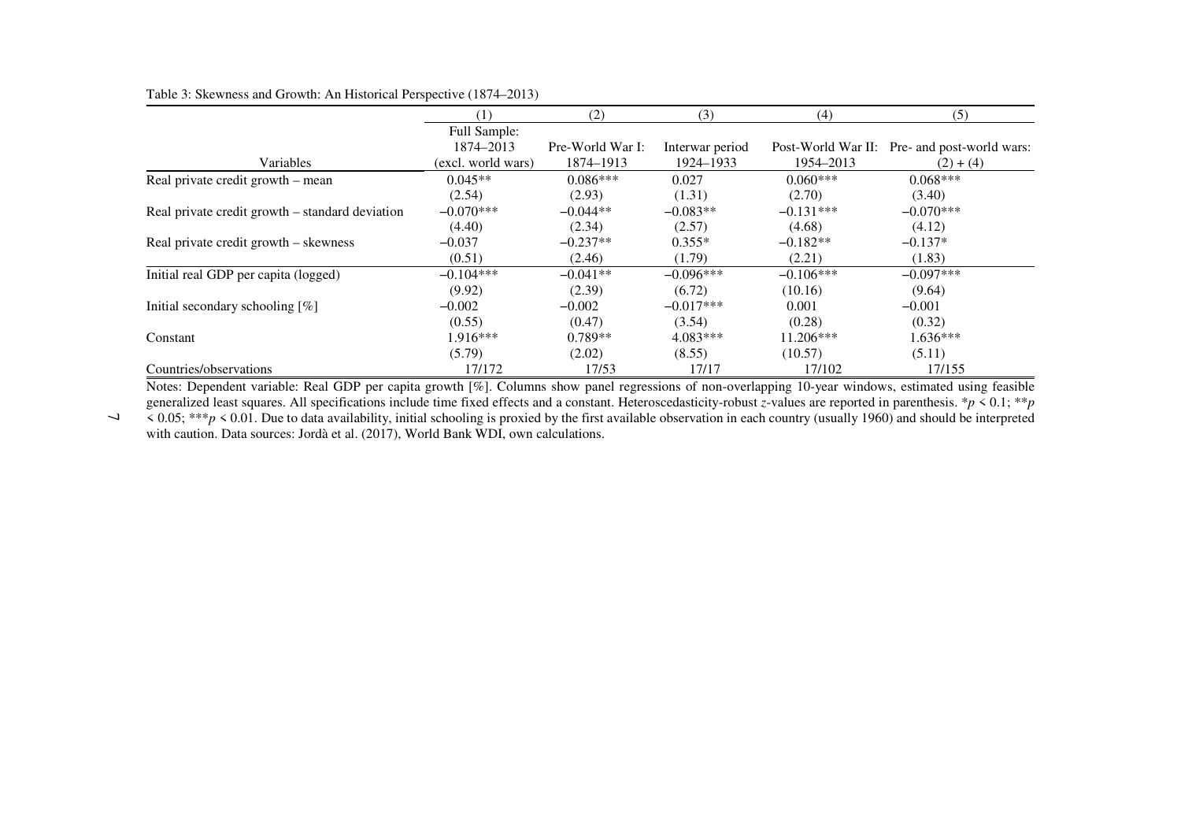Table 3: Skewness and Growth: An Historical Perspective (1874–2013)

| Variables | (1) Full Sample: 1874–2013 (excl. world wars) | (2) Pre-World War I: 1874–1913 | (3) Interwar period 1924–1933 | (4) Post-World War II: 1954–2013 | (5) Pre- and post-world wars: (2) + (4) |
|---|---|---|---|---|---|
| Real private credit growth – mean | 0.045** | 0.086*** | 0.027 | 0.060*** | 0.068*** |
| | (2.54) | (2.93) | (1.31) | (2.70) | (3.40) |
| Real private credit growth – standard deviation | −0.070*** | −0.044** | −0.083** | −0.131*** | −0.070*** |
| | (4.40) | (2.34) | (2.57) | (4.68) | (4.12) |
| Real private credit growth – skewness | −0.037 | −0.237** | 0.355* | −0.182** | −0.137* |
| | (0.51) | (2.46) | (1.79) | (2.21) | (1.83) |
| Initial real GDP per capita (logged) | −0.104*** | −0.041** | −0.096*** | −0.106*** | −0.097*** |
| | (9.92) | (2.39) | (6.72) | (10.16) | (9.64) |
| Initial secondary schooling [%] | −0.002 | −0.002 | −0.017*** | 0.001 | −0.001 |
| | (0.55) | (0.47) | (3.54) | (0.28) | (0.32) |
| Constant | 1.916*** | 0.789** | 4.083*** | 11.206*** | 1.636*** |
| | (5.79) | (2.02) | (8.55) | (10.57) | (5.11) |
| Countries/observations | 17/172 | 17/53 | 17/17 | 17/102 | 17/155 |

Notes: Dependent variable: Real GDP per capita growth [%]. Columns show panel regressions of non-overlapping 10-year windows, estimated using feasible generalized least squares. All specifications include time fixed effects and a constant. Heteroscedasticity-robust $z$-values are reported in parenthesis. *$p < 0.1$; **$p < 0.05$; ***$p < 0.01$. Due to data availability, initial schooling is proxied by the first available observation in each country (usually 1960) and should be interpreted with caution. Data sources: Jordà et al. (2017), World Bank WDI, own calculations.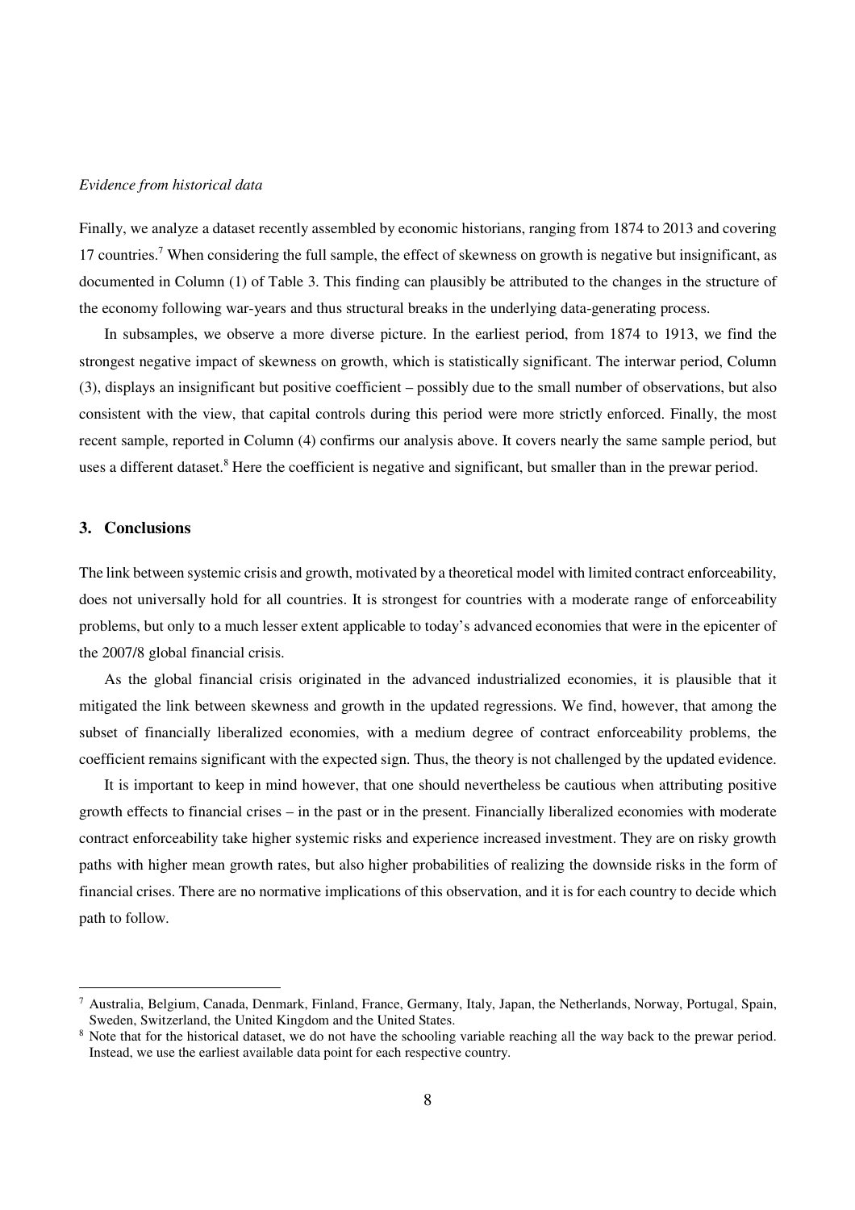*Evidence from historical data*

Finally, we analyze a dataset recently assembled by economic historians, ranging from 1874 to 2013 and covering 17 countries.[7] When considering the full sample, the effect of skewness on growth is negative but insignificant, as documented in Column (1) of Table 3. This finding can plausibly be attributed to the changes in the structure of the economy following war-years and thus structural breaks in the underlying data-generating process.

In subsamples, we observe a more diverse picture. In the earliest period, from 1874 to 1913, we find the strongest negative impact of skewness on growth, which is statistically significant. The interwar period, Column (3), displays an insignificant but positive coefficient – possibly due to the small number of observations, but also consistent with the view, that capital controls during this period were more strictly enforced. Finally, the most recent sample, reported in Column (4) confirms our analysis above. It covers nearly the same sample period, but uses a different dataset.[8] Here the coefficient is negative and significant, but smaller than in the prewar period.

## 3. Conclusions

The link between systemic crisis and growth, motivated by a theoretical model with limited contract enforceability, does not universally hold for all countries. It is strongest for countries with a moderate range of enforceability problems, but only to a much lesser extent applicable to today's advanced economies that were in the epicenter of the 2007/8 global financial crisis.

As the global financial crisis originated in the advanced industrialized economies, it is plausible that it mitigated the link between skewness and growth in the updated regressions. We find, however, that among the subset of financially liberalized economies, with a medium degree of contract enforceability problems, the coefficient remains significant with the expected sign. Thus, the theory is not challenged by the updated evidence.

It is important to keep in mind however, that one should nevertheless be cautious when attributing positive growth effects to financial crises – in the past or in the present. Financially liberalized economies with moderate contract enforceability take higher systemic risks and experience increased investment. They are on risky growth paths with higher mean growth rates, but also higher probabilities of realizing the downside risks in the form of financial crises. There are no normative implications of this observation, and it is for each country to decide which path to follow.

[7] Australia, Belgium, Canada, Denmark, Finland, France, Germany, Italy, Japan, the Netherlands, Norway, Portugal, Spain, Sweden, Switzerland, the United Kingdom and the United States.

[8] Note that for the historical dataset, we do not have the schooling variable reaching all the way back to the prewar period. Instead, we use the earliest available data point for each respective country.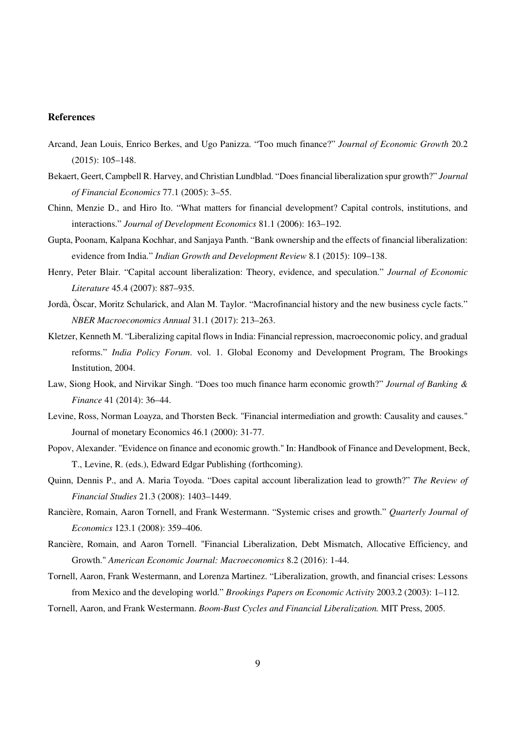**References**

Arcand, Jean Louis, Enrico Berkes, and Ugo Panizza. “Too much finance?” *Journal of Economic Growth* 20.2 (2015): 105–148.

Bekaert, Geert, Campbell R. Harvey, and Christian Lundblad. “Does financial liberalization spur growth?” *Journal of Financial Economics* 77.1 (2005): 3–55.

Chinn, Menzie D., and Hiro Ito. “What matters for financial development? Capital controls, institutions, and interactions.” *Journal of Development Economics* 81.1 (2006): 163–192.

Gupta, Poonam, Kalpana Kochhar, and Sanjaya Panth. “Bank ownership and the effects of financial liberalization: evidence from India.” *Indian Growth and Development Review* 8.1 (2015): 109–138.

Henry, Peter Blair. “Capital account liberalization: Theory, evidence, and speculation.” *Journal of Economic Literature* 45.4 (2007): 887–935.

Jordà, Òscar, Moritz Schularick, and Alan M. Taylor. “Macrofinancial history and the new business cycle facts.” *NBER Macroeconomics Annual* 31.1 (2017): 213–263.

Kletzer, Kenneth M. “Liberalizing capital flows in India: Financial repression, macroeconomic policy, and gradual reforms.” *India Policy Forum*. vol. 1. Global Economy and Development Program, The Brookings Institution, 2004.

Law, Siong Hook, and Nirvikar Singh. “Does too much finance harm economic growth?” *Journal of Banking & Finance* 41 (2014): 36–44.

Levine, Ross, Norman Loayza, and Thorsten Beck. "Financial intermediation and growth: Causality and causes." Journal of monetary Economics 46.1 (2000): 31-77.

Popov, Alexander. "Evidence on finance and economic growth." In: Handbook of Finance and Development, Beck, T., Levine, R. (eds.), Edward Edgar Publishing (forthcoming).

Quinn, Dennis P., and A. Maria Toyoda. “Does capital account liberalization lead to growth?” *The Review of Financial Studies* 21.3 (2008): 1403–1449.

Rancière, Romain, Aaron Tornell, and Frank Westermann. “Systemic crises and growth.” *Quarterly Journal of Economics* 123.1 (2008): 359–406.

Rancière, Romain, and Aaron Tornell. "Financial Liberalization, Debt Mismatch, Allocative Efficiency, and Growth." *American Economic Journal: Macroeconomics* 8.2 (2016): 1-44.

Tornell, Aaron, Frank Westermann, and Lorenza Martinez. “Liberalization, growth, and financial crises: Lessons from Mexico and the developing world.” *Brookings Papers on Economic Activity* 2003.2 (2003): 1–112.

Tornell, Aaron, and Frank Westermann. *Boom-Bust Cycles and Financial Liberalization.* MIT Press, 2005.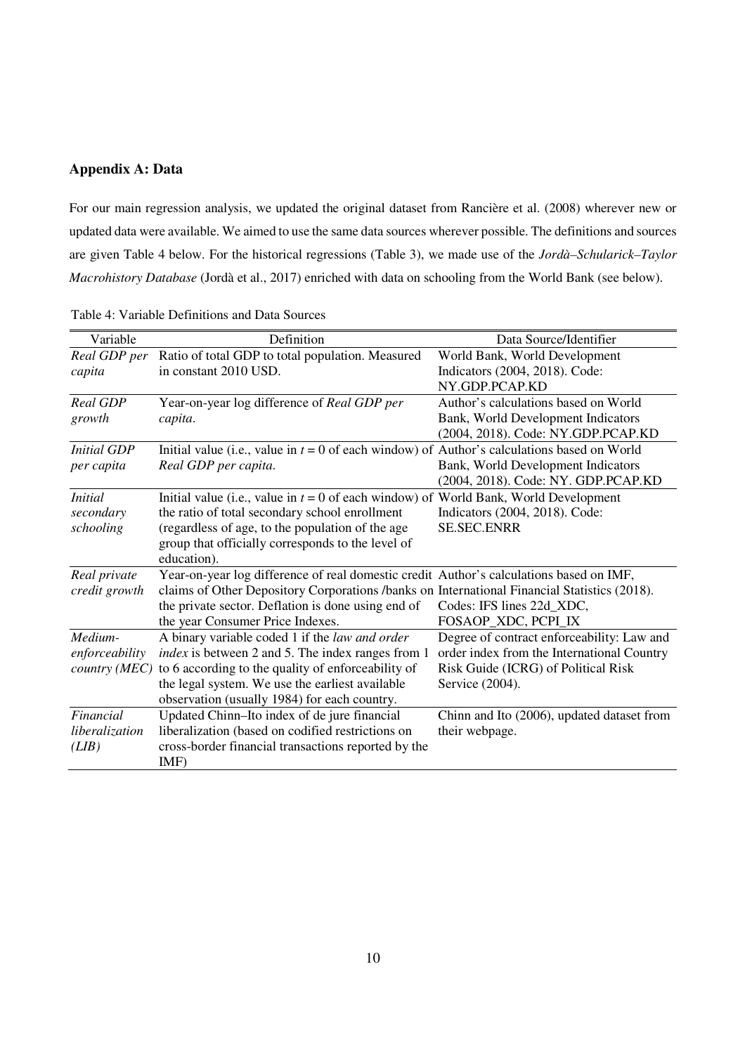**Appendix A: Data**

For our main regression analysis, we updated the original dataset from Rancière et al. (2008) wherever new or updated data were available. We aimed to use the same data sources wherever possible. The definitions and sources are given Table 4 below. For the historical regressions (Table 3), we made use of the *Jordà–Schularick–Taylor Macrohistory Database* (Jordà et al., 2017) enriched with data on schooling from the World Bank (see below).

Table 4: Variable Definitions and Data Sources

| Variable | Definition | Data Source/Identifier |
|---|---|---|
| *Real GDP per capita* | Ratio of total GDP to total population. Measured in constant 2010 USD. | World Bank, World Development Indicators (2004, 2018). Code: NY.GDP.PCAP.KD |
| *Real GDP growth* | Year-on-year log difference of *Real GDP per capita*. | Author's calculations based on World Bank, World Development Indicators (2004, 2018). Code: NY.GDP.PCAP.KD |
| *Initial GDP per capita* | Initial value (i.e., value in $t = 0$ of each window) of *Real GDP per capita*. | Author's calculations based on World Bank, World Development Indicators (2004, 2018). Code: NY. GDP.PCAP.KD |
| *Initial secondary schooling* | Initial value (i.e., value in $t = 0$ of each window) of the ratio of total secondary school enrollment (regardless of age, to the population of the age group that officially corresponds to the level of education). | World Bank, World Development Indicators (2004, 2018). Code: SE.SEC.ENRR |
| *Real private credit growth* | Year-on-year log difference of real domestic credit claims of Other Depository Corporations /banks on the private sector. Deflation is done using end of the year Consumer Price Indexes. | Author's calculations based on IMF, International Financial Statistics (2018). Codes: IFS lines 22d_XDC, FOSAOP_XDC, PCPI_IX |
| *Medium-enforceability country (MEC)* | A binary variable coded 1 if the *law and order index* is between 2 and 5. The index ranges from 1 to 6 according to the quality of enforceability of the legal system. We use the earliest available observation (usually 1984) for each country. | Degree of contract enforceability: Law and order index from the International Country Risk Guide (ICRG) of Political Risk Service (2004). |
| *Financial liberalization (LIB)* | Updated Chinn–Ito index of de jure financial liberalization (based on codified restrictions on cross-border financial transactions reported by the IMF) | Chinn and Ito (2006), updated dataset from their webpage. |